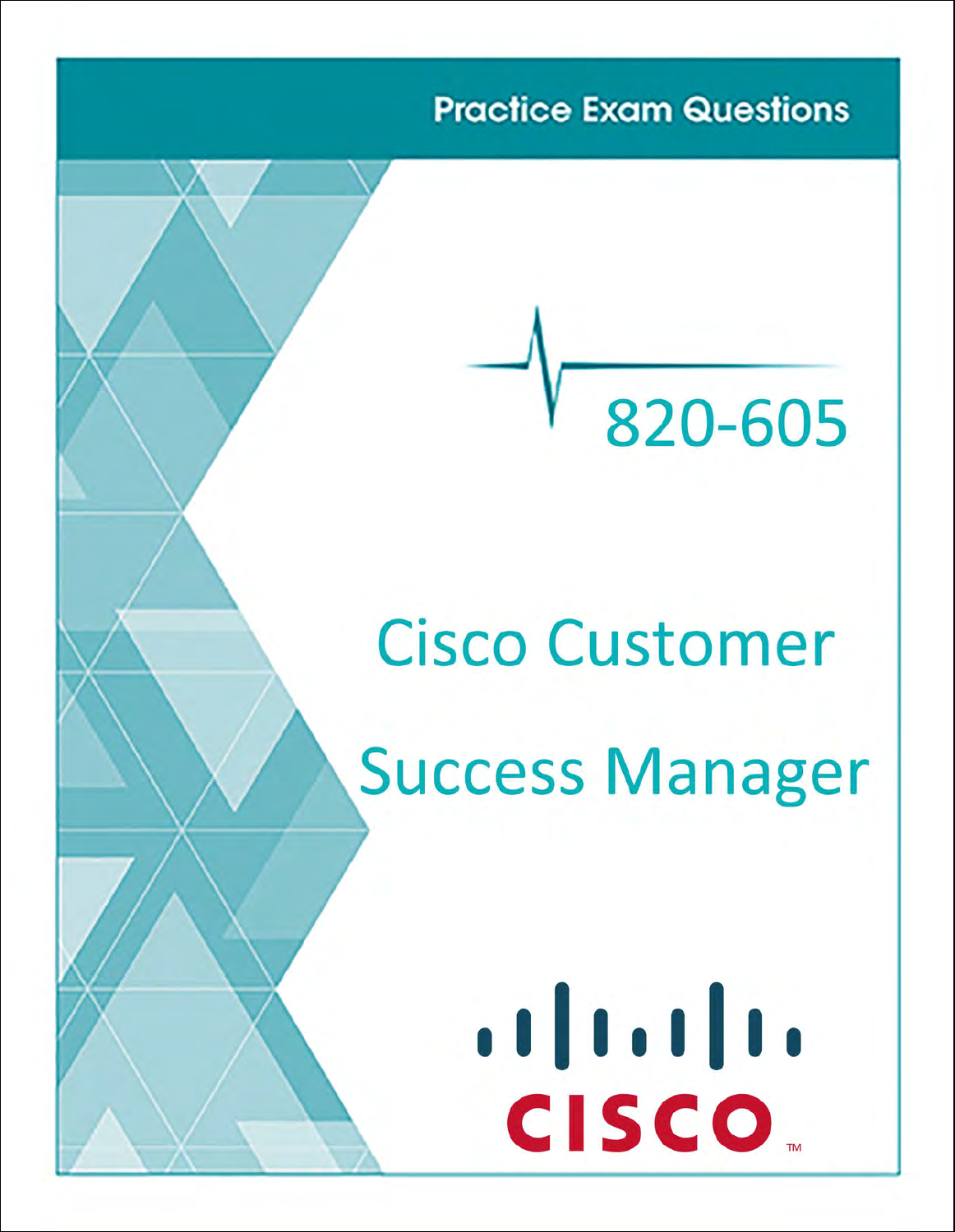Practice Exam Questions

# 820-605

# Cisco Customer Success Manager

CISCO™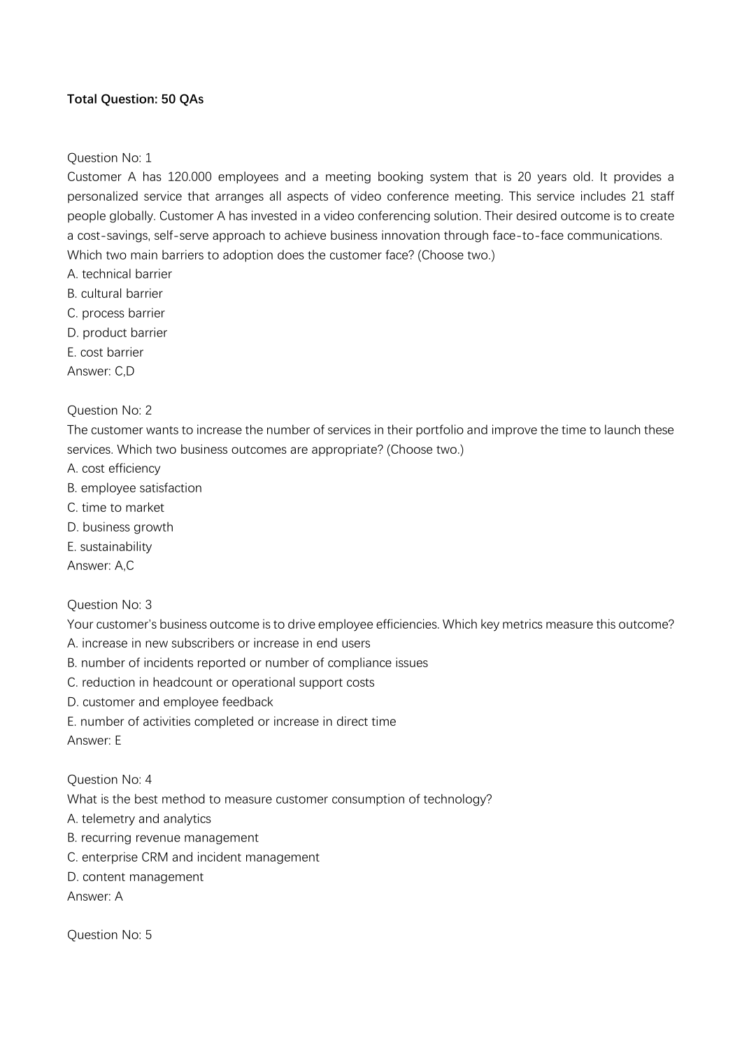**Total Question: 50 QAs**

Question No: 1

Customer A has 120.000 employees and a meeting booking system that is 20 years old. It provides a personalized service that arranges all aspects of video conference meeting. This service includes 21 staff people globally. Customer A has invested in a video conferencing solution. Their desired outcome is to create a cost-savings, self-serve approach to achieve business innovation through face-to-face communications. Which two main barriers to adoption does the customer face? (Choose two.)

A. technical barrier
B. cultural barrier
C. process barrier
D. product barrier
E. cost barrier

Answer: C,D

Question No: 2

The customer wants to increase the number of services in their portfolio and improve the time to launch these services. Which two business outcomes are appropriate? (Choose two.)

A. cost efficiency
B. employee satisfaction
C. time to market
D. business growth
E. sustainability

Answer: A,C

Question No: 3

Your customer's business outcome is to drive employee efficiencies. Which key metrics measure this outcome?

A. increase in new subscribers or increase in end users
B. number of incidents reported or number of compliance issues
C. reduction in headcount or operational support costs
D. customer and employee feedback
E. number of activities completed or increase in direct time

Answer: E

Question No: 4

What is the best method to measure customer consumption of technology?

A. telemetry and analytics
B. recurring revenue management
C. enterprise CRM and incident management
D. content management

Answer: A

Question No: 5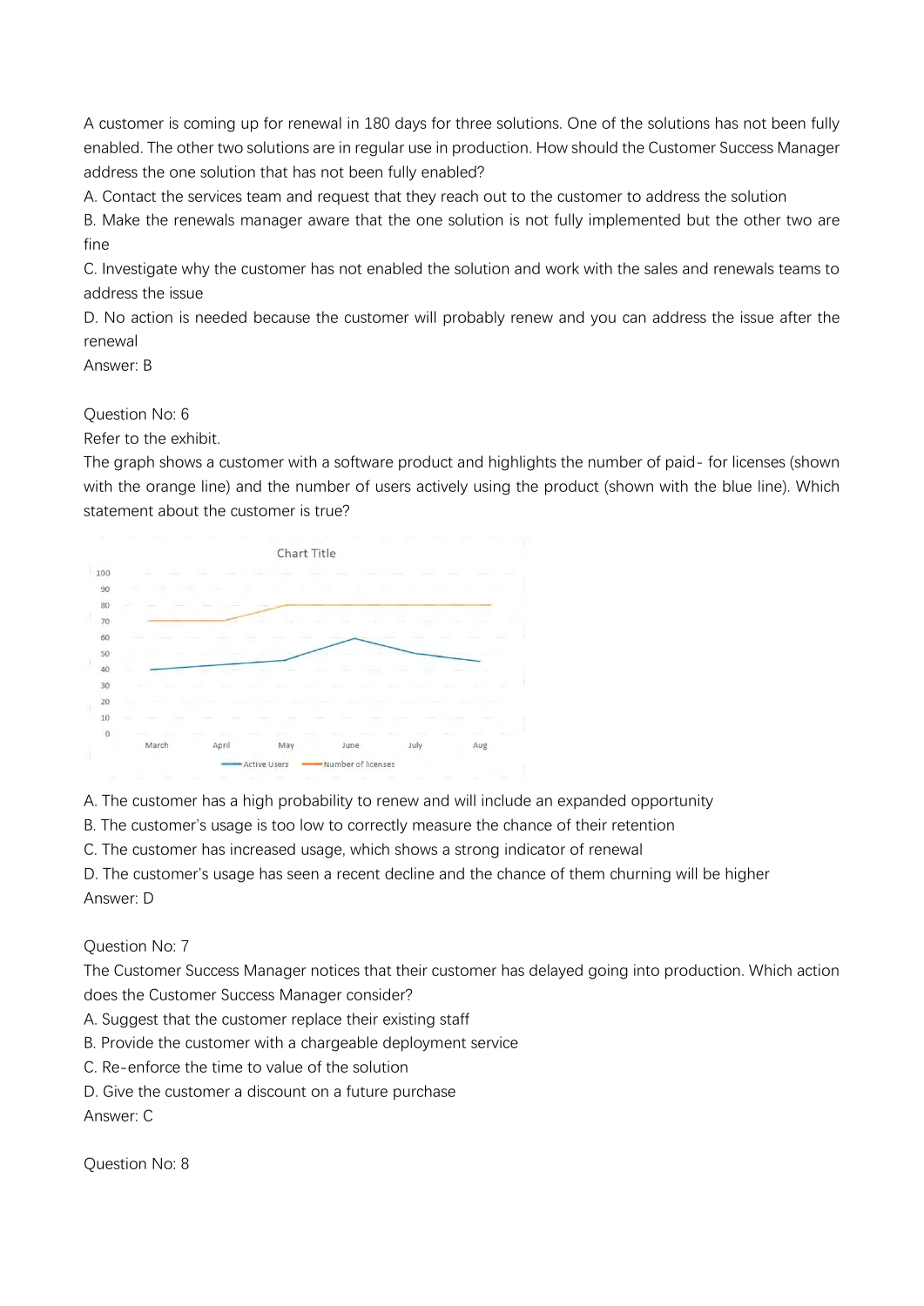A customer is coming up for renewal in 180 days for three solutions. One of the solutions has not been fully enabled. The other two solutions are in regular use in production. How should the Customer Success Manager address the one solution that has not been fully enabled?

A. Contact the services team and request that they reach out to the customer to address the solution

B. Make the renewals manager aware that the one solution is not fully implemented but the other two are fine

C. Investigate why the customer has not enabled the solution and work with the sales and renewals teams to address the issue

D. No action is needed because the customer will probably renew and you can address the issue after the renewal

Answer: B

Question No: 6

Refer to the exhibit.

The graph shows a customer with a software product and highlights the number of paid- for licenses (shown with the orange line) and the number of users actively using the product (shown with the blue line). Which statement about the customer is true?

A. The customer has a high probability to renew and will include an expanded opportunity

B. The customer's usage is too low to correctly measure the chance of their retention

C. The customer has increased usage, which shows a strong indicator of renewal

D. The customer's usage has seen a recent decline and the chance of them churning will be higher

Answer: D

Question No: 7

The Customer Success Manager notices that their customer has delayed going into production. Which action does the Customer Success Manager consider?

A. Suggest that the customer replace their existing staff

B. Provide the customer with a chargeable deployment service

C. Re-enforce the time to value of the solution

D. Give the customer a discount on a future purchase

Answer: C

Question No: 8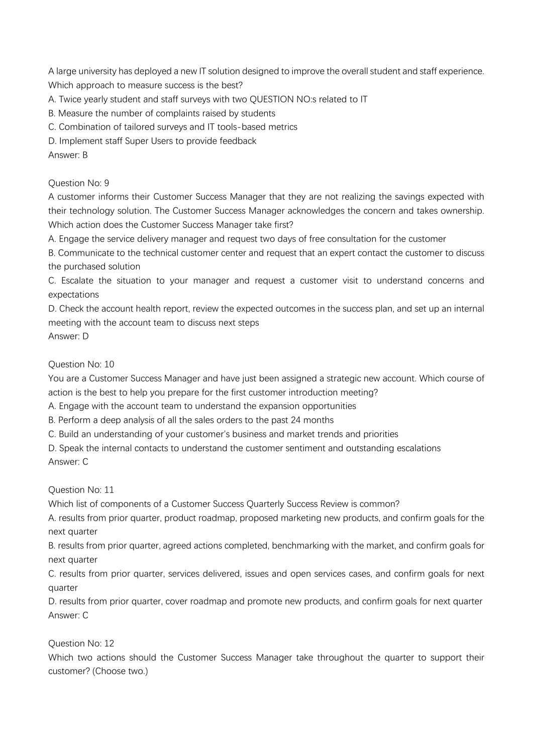A large university has deployed a new IT solution designed to improve the overall student and staff experience. Which approach to measure success is the best?

A. Twice yearly student and staff surveys with two QUESTION NO:s related to IT

B. Measure the number of complaints raised by students

C. Combination of tailored surveys and IT tools-based metrics

D. Implement staff Super Users to provide feedback

Answer: B

Question No: 9

A customer informs their Customer Success Manager that they are not realizing the savings expected with their technology solution. The Customer Success Manager acknowledges the concern and takes ownership. Which action does the Customer Success Manager take first?

A. Engage the service delivery manager and request two days of free consultation for the customer

B. Communicate to the technical customer center and request that an expert contact the customer to discuss the purchased solution

C. Escalate the situation to your manager and request a customer visit to understand concerns and expectations

D. Check the account health report, review the expected outcomes in the success plan, and set up an internal meeting with the account team to discuss next steps

Answer: D

Question No: 10

You are a Customer Success Manager and have just been assigned a strategic new account. Which course of action is the best to help you prepare for the first customer introduction meeting?

A. Engage with the account team to understand the expansion opportunities

B. Perform a deep analysis of all the sales orders to the past 24 months

C. Build an understanding of your customer's business and market trends and priorities

D. Speak the internal contacts to understand the customer sentiment and outstanding escalations

Answer: C

Question No: 11

Which list of components of a Customer Success Quarterly Success Review is common?

A. results from prior quarter, product roadmap, proposed marketing new products, and confirm goals for the next quarter

B. results from prior quarter, agreed actions completed, benchmarking with the market, and confirm goals for next quarter

C. results from prior quarter, services delivered, issues and open services cases, and confirm goals for next quarter

D. results from prior quarter, cover roadmap and promote new products, and confirm goals for next quarter

Answer: C

Question No: 12

Which two actions should the Customer Success Manager take throughout the quarter to support their customer? (Choose two.)